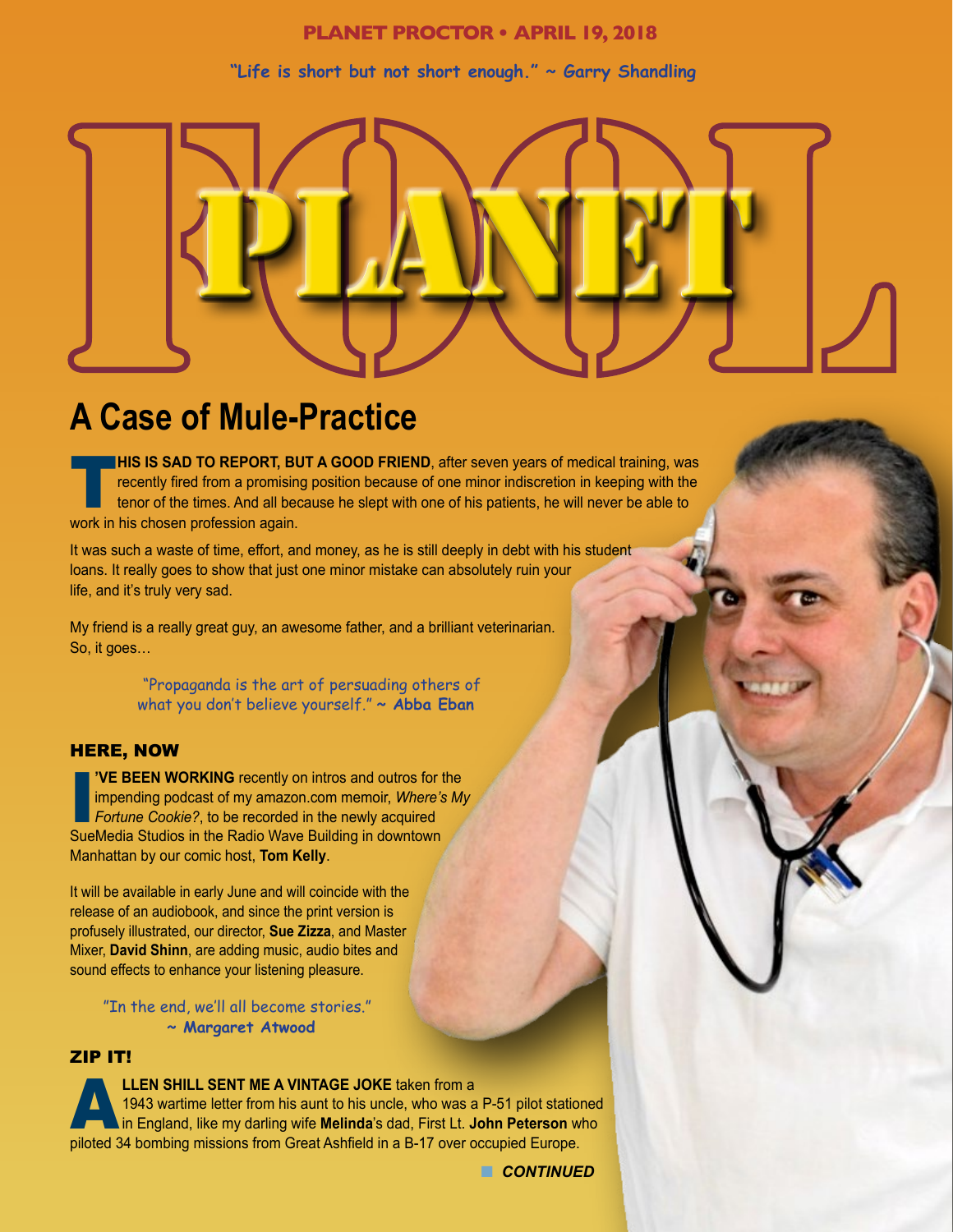PLANET PROCTOR • APRIL 19, 2018

"Life is short but not short enough." ~ Garry Shandling

# PLANET FOOL

## A Case of Mule-Practice

**THIS IS SAD TO REPORT, BUT A GOOD FRIEND**, after seven years of medical training, was recently fired from a promising position because of one minor indiscretion in keeping with the tenor of the times. And all because he slept with one of his patients, he will never be able to work in his chosen profession again.

It was such a waste of time, effort, and money, as he is still deeply in debt with his student loans. It really goes to show that just one minor mistake can absolutely ruin your life, and it's truly very sad.

My friend is a really great guy, an awesome father, and a brilliant veterinarian. So, it goes…

"Propaganda is the art of persuading others of what you don't believe yourself." ~ **Abba Eban**

### HERE, NOW

**I'VE BEEN WORKING** recently on intros and outros for the impending podcast of my amazon.com memoir, *Where's My Fortune Cookie?*, to be recorded in the newly acquired SueMedia Studios in the Radio Wave Building in downtown Manhattan by our comic host, **Tom Kelly**.

It will be available in early June and will coincide with the release of an audiobook, and since the print version is profusely illustrated, our director, **Sue Zizza**, and Master Mixer, **David Shinn**, are adding music, audio bites and sound effects to enhance your listening pleasure.

"In the end, we'll all become stories." ~ **Margaret Atwood**

### ZIP IT!

**ALLEN SHILL SENT ME A VINTAGE JOKE** taken from a 1943 wartime letter from his aunt to his uncle, who was a P-51 pilot stationed in England, like my darling wife **Melinda**'s dad, First Lt. **John Peterson** who piloted 34 bombing missions from Great Ashfield in a B-17 over occupied Europe.

***CONTINUED***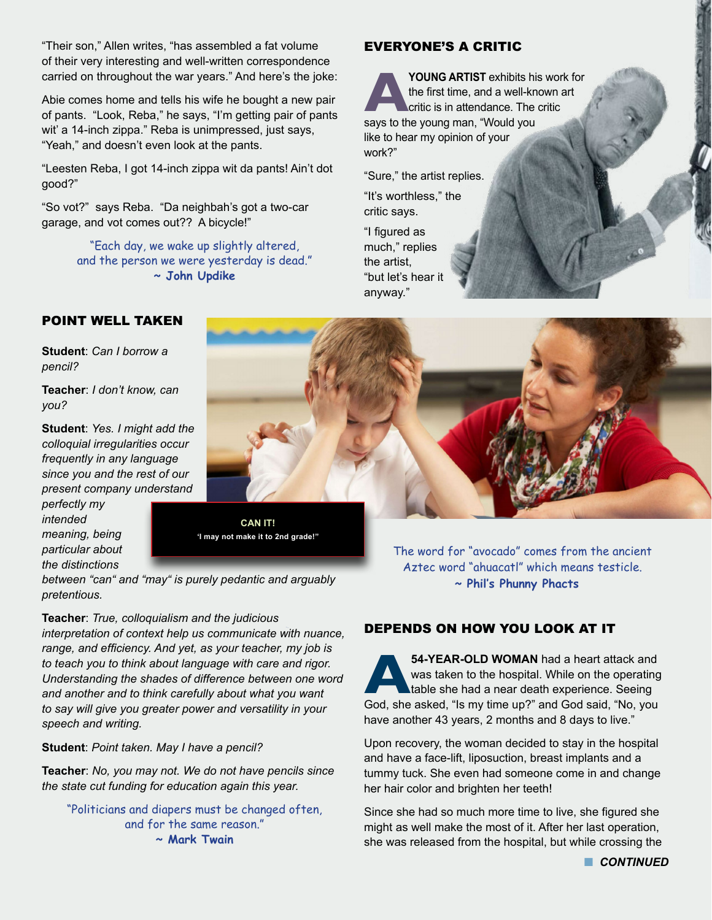"Their son," Allen writes, "has assembled a fat volume of their very interesting and well-written correspondence carried on throughout the war years." And here's the joke:

Abie comes home and tells his wife he bought a new pair of pants. "Look, Reba," he says, "I'm getting pair of pants wit' a 14-inch zippa." Reba is unimpressed, just says, "Yeah," and doesn't even look at the pants.

"Leesten Reba, I got 14-inch zippa wit da pants! Ain't dot good?"

"So vot?" says Reba. "Da neighbah's got a two-car garage, and vot comes out?? A bicycle!"

"Each day, we wake up slightly altered, and the person we were yesterday is dead."
**~ John Updike**

## EVERYONE'S A CRITIC

**A YOUNG ARTIST** exhibits his work for the first time, and a well-known art critic is in attendance. The critic says to the young man, "Would you like to hear my opinion of your work?"

"Sure," the artist replies.

"It's worthless," the critic says.

"I figured as much," replies the artist, "but let's hear it anyway."

## POINT WELL TAKEN

**Student**: *Can I borrow a pencil?*

**Teacher**: *I don't know, can you?*

**Student**: *Yes. I might add the colloquial irregularities occur frequently in any language since you and the rest of our present company understand perfectly my intended meaning, being particular about the distinctions between "can" and "may" is purely pedantic and arguably pretentious.*

**Teacher**: *True, colloquialism and the judicious interpretation of context help us communicate with nuance, range, and efficiency. And yet, as your teacher, my job is to teach you to think about language with care and rigor. Understanding the shades of difference between one word and another and to think carefully about what you want to say will give you greater power and versatility in your speech and writing.*

**Student**: *Point taken. May I have a pencil?*

**Teacher**: *No, you may not. We do not have pencils since the state cut funding for education again this year.*

**CAN IT!**
'I may not make it to 2nd grade!'

"Politicians and diapers must be changed often, and for the same reason."
**~ Mark Twain**

The word for "avocado" comes from the ancient Aztec word "ahuacatl" which means testicle.
**~ Phil's Phunny Phacts**

## DEPENDS ON HOW YOU LOOK AT IT

**A 54-YEAR-OLD WOMAN** had a heart attack and was taken to the hospital. While on the operating table she had a near death experience. Seeing God, she asked, "Is my time up?" and God said, "No, you have another 43 years, 2 months and 8 days to live."

Upon recovery, the woman decided to stay in the hospital and have a face-lift, liposuction, breast implants and a tummy tuck. She even had someone come in and change her hair color and brighten her teeth!

Since she had so much more time to live, she figured she might as well make the most of it. After her last operation, she was released from the hospital, but while crossing the

***CONTINUED***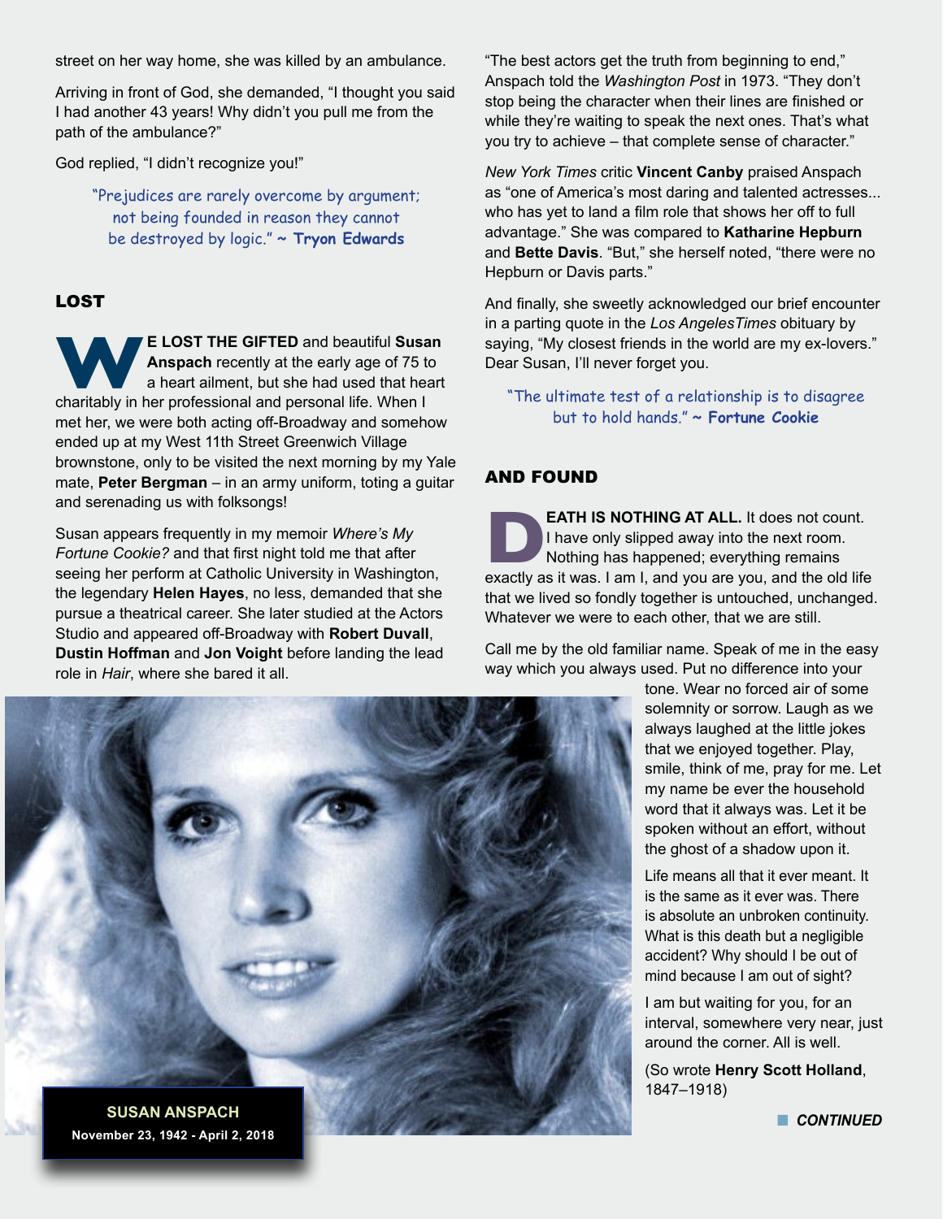street on her way home, she was killed by an ambulance.

Arriving in front of God, she demanded, "I thought you said I had another 43 years! Why didn't you pull me from the path of the ambulance?"

God replied, "I didn't recognize you!"

> "Prejudices are rarely overcome by argument; not being founded in reason they cannot be destroyed by logic." ~ **Tryon Edwards**

## LOST

**WE LOST THE GIFTED** and beautiful **Susan Anspach** recently at the early age of 75 to a heart ailment, but she had used that heart charitably in her professional and personal life. When I met her, we were both acting off-Broadway and somehow ended up at my West 11th Street Greenwich Village brownstone, only to be visited the next morning by my Yale mate, **Peter Bergman** – in an army uniform, toting a guitar and serenading us with folksongs!

Susan appears frequently in my memoir *Where's My Fortune Cookie?* and that first night told me that after seeing her perform at Catholic University in Washington, the legendary **Helen Hayes**, no less, demanded that she pursue a theatrical career. She later studied at the Actors Studio and appeared off-Broadway with **Robert Duvall**, **Dustin Hoffman** and **Jon Voight** before landing the lead role in *Hair*, where she bared it all.

**SUSAN ANSPACH**
**November 23, 1942 - April 2, 2018**

"The best actors get the truth from beginning to end," Anspach told the *Washington Post* in 1973. "They don't stop being the character when their lines are finished or while they're waiting to speak the next ones. That's what you try to achieve – that complete sense of character."

*New York Times* critic **Vincent Canby** praised Anspach as "one of America's most daring and talented actresses... who has yet to land a film role that shows her off to full advantage." She was compared to **Katharine Hepburn** and **Bette Davis**. "But," she herself noted, "there were no Hepburn or Davis parts."

And finally, she sweetly acknowledged our brief encounter in a parting quote in the *Los AngelesTimes* obituary by saying, "My closest friends in the world are my ex-lovers." Dear Susan, I'll never forget you.

> "The ultimate test of a relationship is to disagree but to hold hands." ~ **Fortune Cookie**

## AND FOUND

**DEATH IS NOTHING AT ALL.** It does not count. I have only slipped away into the next room. Nothing has happened; everything remains exactly as it was. I am I, and you are you, and the old life that we lived so fondly together is untouched, unchanged. Whatever we were to each other, that we are still.

Call me by the old familiar name. Speak of me in the easy way which you always used. Put no difference into your tone. Wear no forced air of some solemnity or sorrow. Laugh as we always laughed at the little jokes that we enjoyed together. Play, smile, think of me, pray for me. Let my name be ever the household word that it always was. Let it be spoken without an effort, without the ghost of a shadow upon it.

Life means all that it ever meant. It is the same as it ever was. There is absolute an unbroken continuity. What is this death but a negligible accident? Why should I be out of mind because I am out of sight?

I am but waiting for you, for an interval, somewhere very near, just around the corner. All is well.

(So wrote **Henry Scott Holland**, 1847–1918)

***CONTINUED***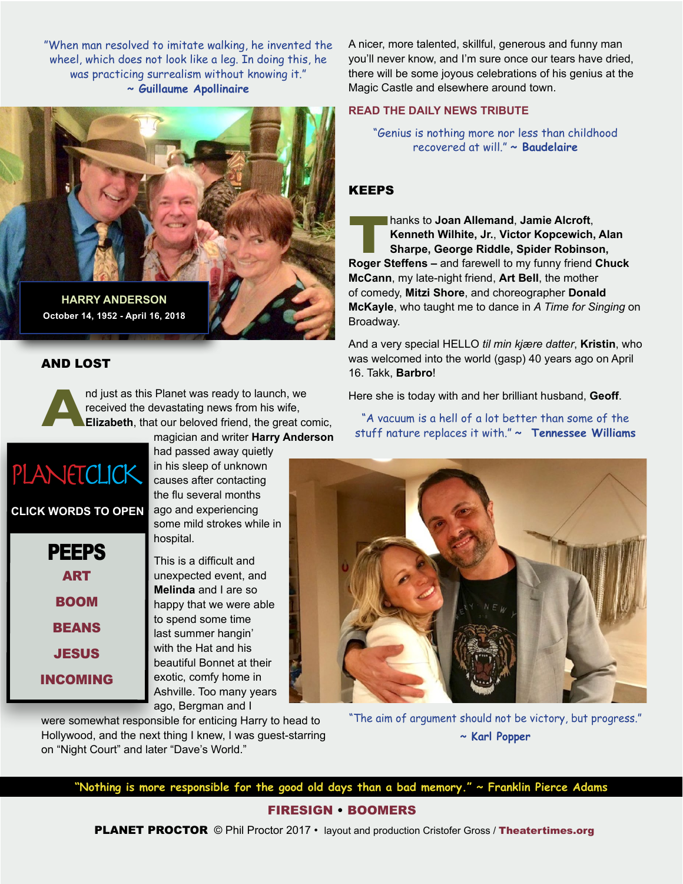"When man resolved to imitate walking, he invented the wheel, which does not look like a leg. In doing this, he was practicing surrealism without knowing it."
~ **Guillaume Apollinaire**

**HARRY ANDERSON**
**October 14, 1952 - April 16, 2018**

## AND LOST

And just as this Planet was ready to launch, we received the devastating news from his wife, **Elizabeth**, that our beloved friend, the great comic, magician and writer **Harry Anderson** had passed away quietly in his sleep of unknown causes after contacting the flu several months ago and experiencing some mild strokes while in hospital.

This is a difficult and unexpected event, and **Melinda** and I are so happy that we were able to spend some time last summer hangin' with the Hat and his beautiful Bonnet at their exotic, comfy home in Ashville. Too many years ago, Bergman and I were somewhat responsible for enticing Harry to head to Hollywood, and the next thing I knew, I was guest-starring on "Night Court" and later "Dave's World."

A nicer, more talented, skillful, generous and funny man you'll never know, and I'm sure once our tears have dried, there will be some joyous celebrations of his genius at the Magic Castle and elsewhere around town.

**READ THE DAILY NEWS TRIBUTE**

"Genius is nothing more nor less than childhood recovered at will." ~ **Baudelaire**

## KEEPS

Thanks to **Joan Allemand**, **Jamie Alcroft**, **Kenneth Wilhite, Jr.**, **Victor Kopcewich, Alan Sharpe, George Riddle, Spider Robinson, Roger Steffens –** and farewell to my funny friend **Chuck McCann**, my late-night friend, **Art Bell**, the mother of comedy, **Mitzi Shore**, and choreographer **Donald McKayle**, who taught me to dance in *A Time for Singing* on Broadway.

And a very special HELLO *til min kjære datter*, **Kristin**, who was welcomed into the world (gasp) 40 years ago on April 16. Takk, **Barbro**!

Here she is today with and her brilliant husband, **Geoff**.

"A vacuum is a hell of a lot better than some of the stuff nature replaces it with." ~ **Tennessee Williams**

"The aim of argument should not be victory, but progress."
~ **Karl Popper**

PLANETCLICK

CLICK WORDS TO OPEN

**PEEPS**
**ART**
**BOOM**
**BEANS**
**JESUS**
**INCOMING**

"Nothing is more responsible for the good old days than a bad memory." ~ Franklin Pierce Adams

**FIRESIGN • BOOMERS**

**PLANET PROCTOR** © Phil Proctor 2017 • layout and production Cristofer Gross / **Theatertimes.org**